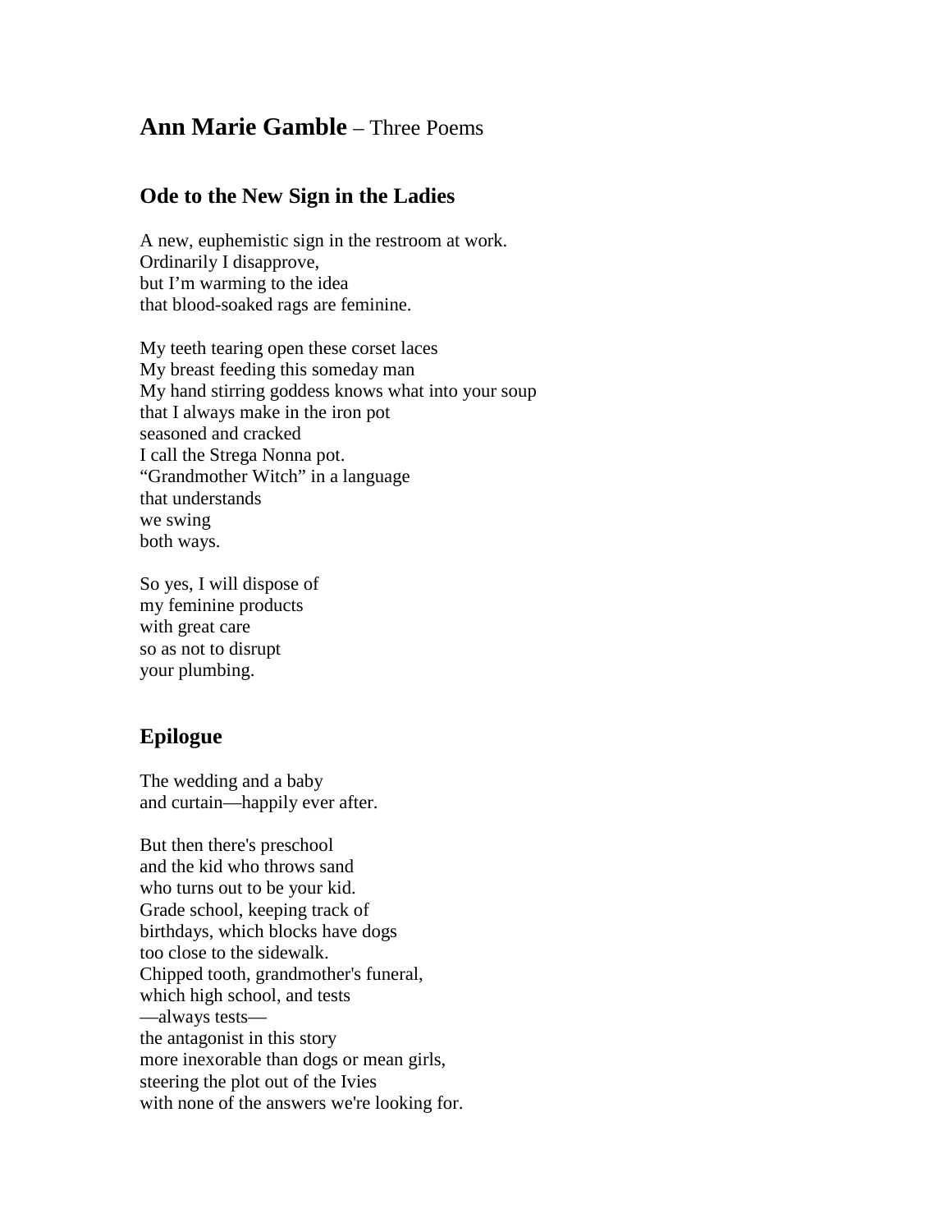## **Ann Marie Gamble** – Three Poems

### Ode to the New Sign in the Ladies

A new, euphemistic sign in the restroom at work.  
Ordinarily I disapprove,  
but I'm warming to the idea  
that blood-soaked rags are feminine.

My teeth tearing open these corset laces  
My breast feeding this someday man  
My hand stirring goddess knows what into your soup  
that I always make in the iron pot  
seasoned and cracked  
I call the Strega Nonna pot.  
"Grandmother Witch" in a language  
that understands  
we swing  
both ways.

So yes, I will dispose of  
my feminine products  
with great care  
so as not to disrupt  
your plumbing.

### Epilogue

The wedding and a baby  
and curtain—happily ever after.

But then there's preschool  
and the kid who throws sand  
who turns out to be your kid.  
Grade school, keeping track of  
birthdays, which blocks have dogs  
too close to the sidewalk.  
Chipped tooth, grandmother's funeral,  
which high school, and tests  
—always tests—  
the antagonist in this story  
more inexorable than dogs or mean girls,  
steering the plot out of the Ivies  
with none of the answers we're looking for.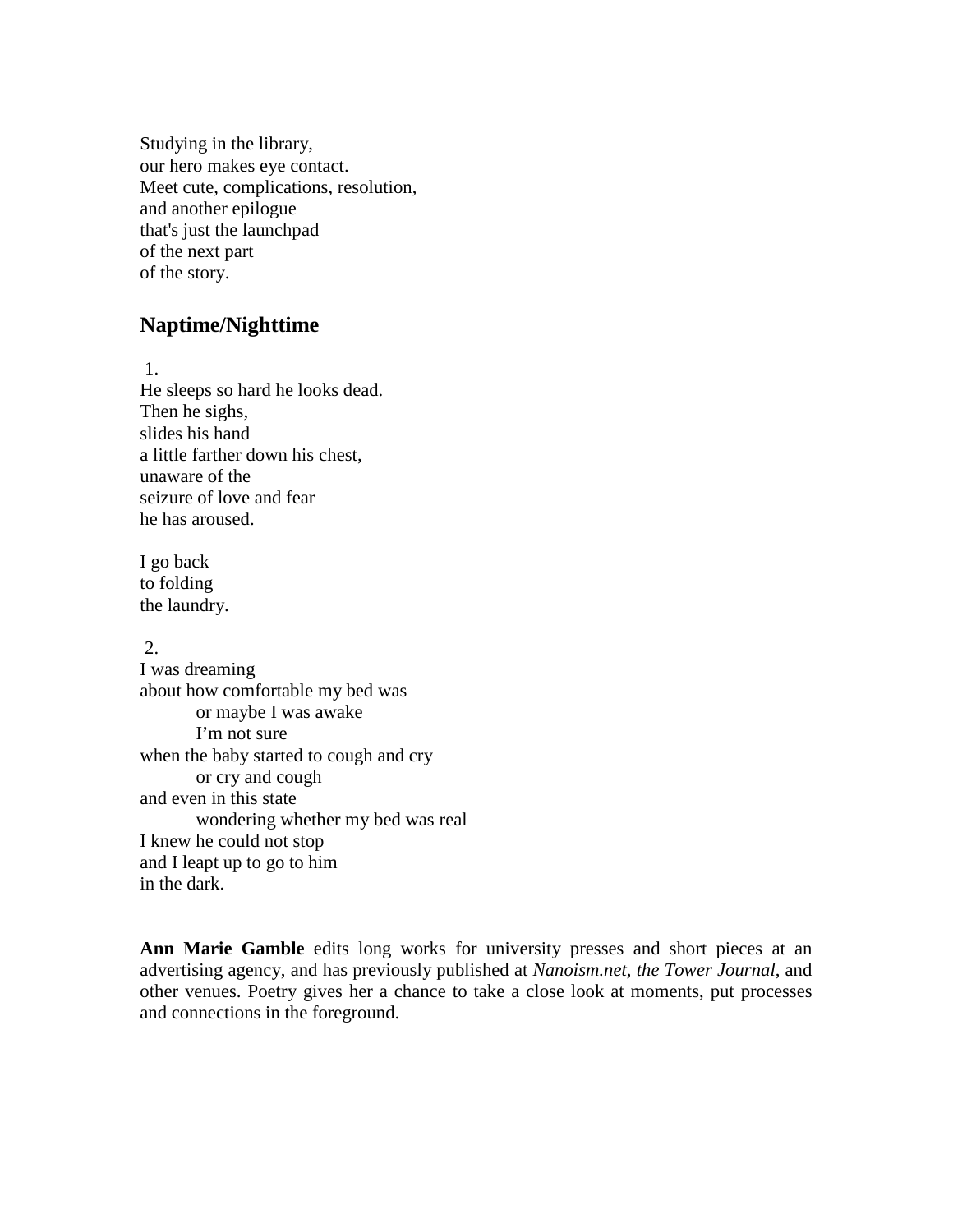Studying in the library,
our hero makes eye contact.
Meet cute, complications, resolution,
and another epilogue
that's just the launchpad
of the next part
of the story.

## Naptime/Nighttime

1.
He sleeps so hard he looks dead.
Then he sighs,
slides his hand
a little farther down his chest,
unaware of the
seizure of love and fear
he has aroused.

I go back
to folding
the laundry.

2.
I was dreaming
about how comfortable my bed was
    or maybe I was awake
    I'm not sure
when the baby started to cough and cry
    or cry and cough
and even in this state
    wondering whether my bed was real
I knew he could not stop
and I leapt up to go to him
in the dark.

**Ann Marie Gamble** edits long works for university presses and short pieces at an advertising agency, and has previously published at *Nanoism.net, the Tower Journal*, and other venues. Poetry gives her a chance to take a close look at moments, put processes and connections in the foreground.